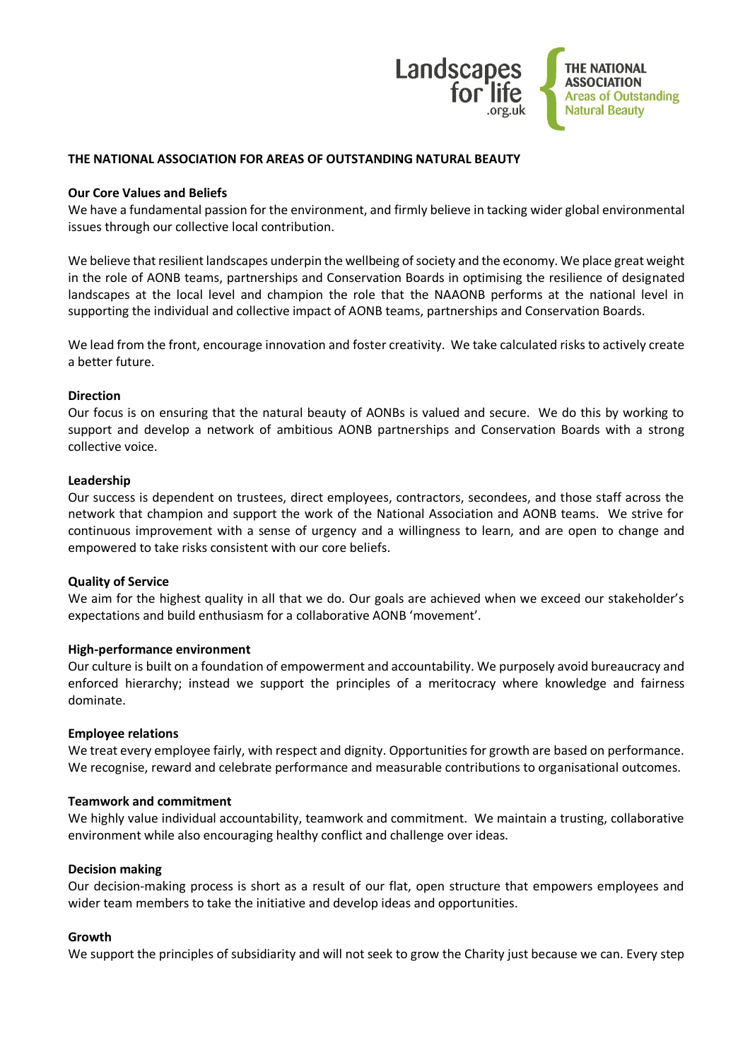Landscapes for life .org.uk

THE NATIONAL ASSOCIATION Areas of Outstanding Natural Beauty

**THE NATIONAL ASSOCIATION FOR AREAS OF OUTSTANDING NATURAL BEAUTY**

**Our Core Values and Beliefs**

We have a fundamental passion for the environment, and firmly believe in tacking wider global environmental issues through our collective local contribution.

We believe that resilient landscapes underpin the wellbeing of society and the economy. We place great weight in the role of AONB teams, partnerships and Conservation Boards in optimising the resilience of designated landscapes at the local level and champion the role that the NAAONB performs at the national level in supporting the individual and collective impact of AONB teams, partnerships and Conservation Boards.

We lead from the front, encourage innovation and foster creativity. We take calculated risks to actively create a better future.

**Direction**

Our focus is on ensuring that the natural beauty of AONBs is valued and secure. We do this by working to support and develop a network of ambitious AONB partnerships and Conservation Boards with a strong collective voice.

**Leadership**

Our success is dependent on trustees, direct employees, contractors, secondees, and those staff across the network that champion and support the work of the National Association and AONB teams. We strive for continuous improvement with a sense of urgency and a willingness to learn, and are open to change and empowered to take risks consistent with our core beliefs.

**Quality of Service**

We aim for the highest quality in all that we do. Our goals are achieved when we exceed our stakeholder's expectations and build enthusiasm for a collaborative AONB 'movement'.

**High-performance environment**

Our culture is built on a foundation of empowerment and accountability. We purposely avoid bureaucracy and enforced hierarchy; instead we support the principles of a meritocracy where knowledge and fairness dominate.

**Employee relations**

We treat every employee fairly, with respect and dignity. Opportunities for growth are based on performance. We recognise, reward and celebrate performance and measurable contributions to organisational outcomes.

**Teamwork and commitment**

We highly value individual accountability, teamwork and commitment. We maintain a trusting, collaborative environment while also encouraging healthy conflict and challenge over ideas.

**Decision making**

Our decision-making process is short as a result of our flat, open structure that empowers employees and wider team members to take the initiative and develop ideas and opportunities.

**Growth**

We support the principles of subsidiarity and will not seek to grow the Charity just because we can. Every step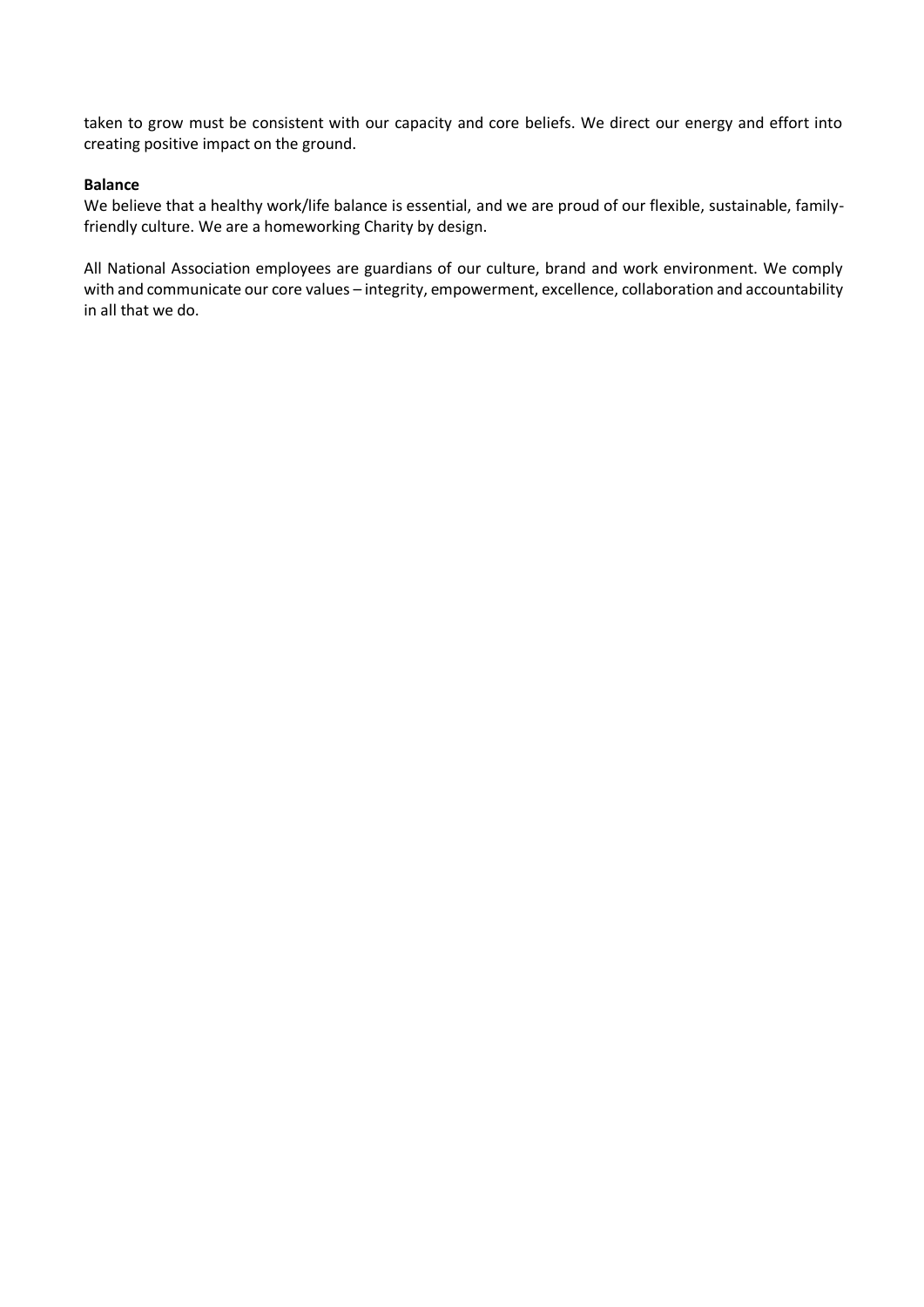taken to grow must be consistent with our capacity and core beliefs. We direct our energy and effort into creating positive impact on the ground.

**Balance**
We believe that a healthy work/life balance is essential, and we are proud of our flexible, sustainable, family-friendly culture. We are a homeworking Charity by design.

All National Association employees are guardians of our culture, brand and work environment. We comply with and communicate our core values – integrity, empowerment, excellence, collaboration and accountability in all that we do.